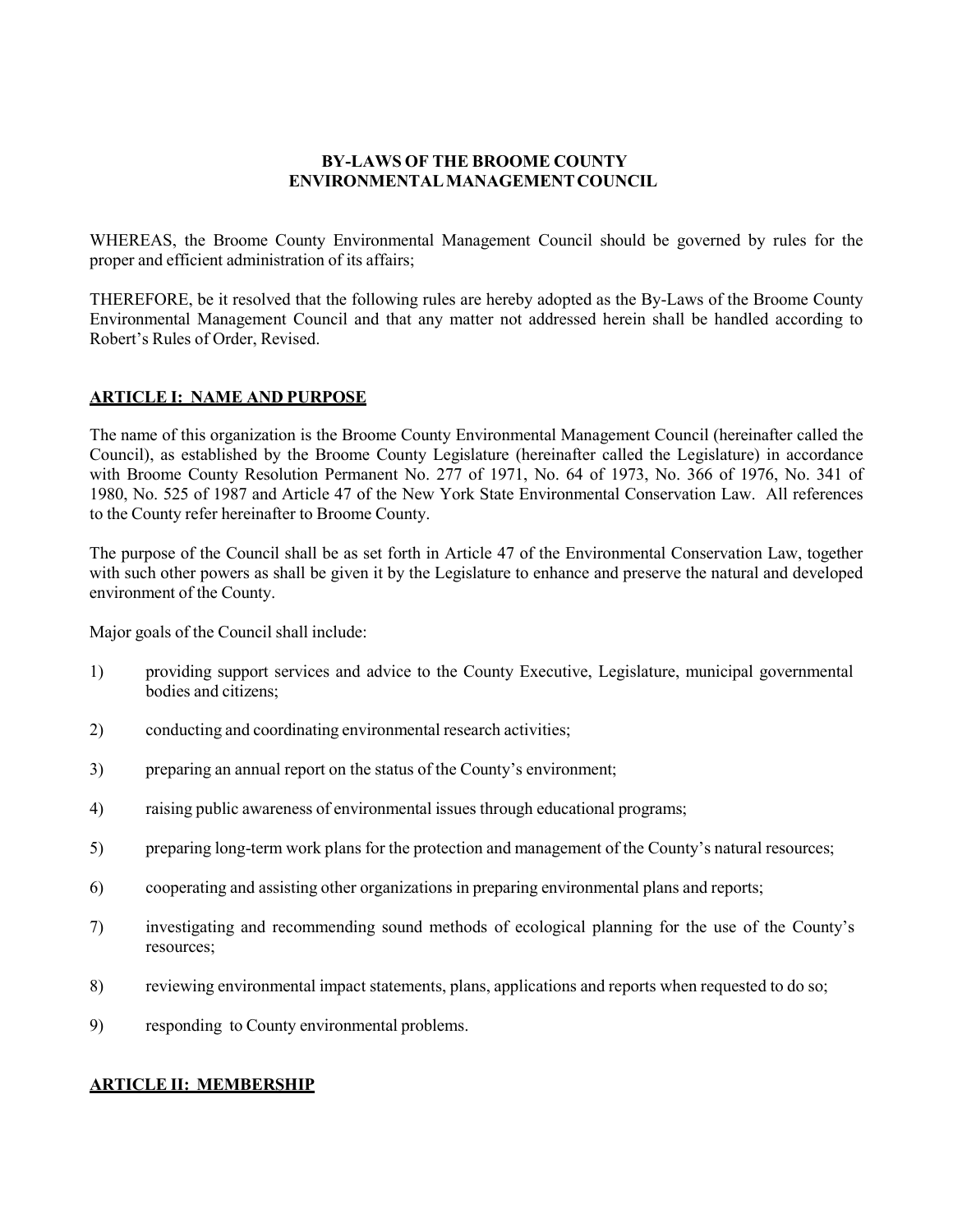# BY-LAWS OF THE BROOME COUNTY ENVIRONMENTAL MANAGEMENT COUNCIL

WHEREAS, the Broome County Environmental Management Council should be governed by rules for the proper and efficient administration of its affairs;

THEREFORE, be it resolved that the following rules are hereby adopted as the By-Laws of the Broome County Environmental Management Council and that any matter not addressed herein shall be handled according to Robert's Rules of Order, Revised.

## ARTICLE I: NAME AND PURPOSE

The name of this organization is the Broome County Environmental Management Council (hereinafter called the Council), as established by the Broome County Legislature (hereinafter called the Legislature) in accordance with Broome County Resolution Permanent No. 277 of 1971, No. 64 of 1973, No. 366 of 1976, No. 341 of 1980, No. 525 of 1987 and Article 47 of the New York State Environmental Conservation Law. All references to the County refer hereinafter to Broome County.

The purpose of the Council shall be as set forth in Article 47 of the Environmental Conservation Law, together with such other powers as shall be given it by the Legislature to enhance and preserve the natural and developed environment of the County.

Major goals of the Council shall include:

1) providing support services and advice to the County Executive, Legislature, municipal governmental bodies and citizens;

2) conducting and coordinating environmental research activities;

3) preparing an annual report on the status of the County's environment;

4) raising public awareness of environmental issues through educational programs;

5) preparing long-term work plans for the protection and management of the County's natural resources;

6) cooperating and assisting other organizations in preparing environmental plans and reports;

7) investigating and recommending sound methods of ecological planning for the use of the County's resources;

8) reviewing environmental impact statements, plans, applications and reports when requested to do so;

9) responding to County environmental problems.

## ARTICLE II: MEMBERSHIP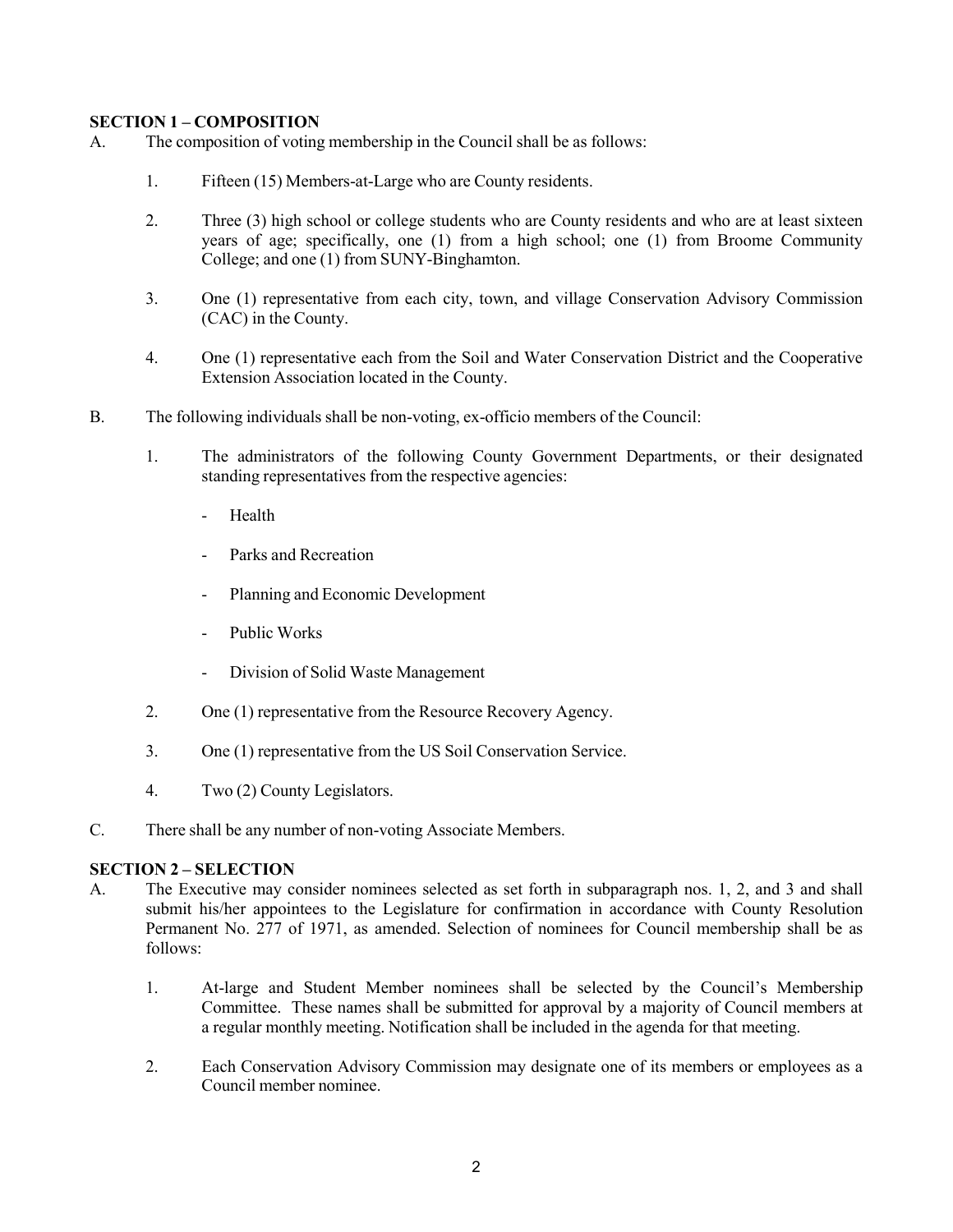**SECTION 1 – COMPOSITION**

A. The composition of voting membership in the Council shall be as follows:

1. Fifteen (15) Members-at-Large who are County residents.

2. Three (3) high school or college students who are County residents and who are at least sixteen years of age; specifically, one (1) from a high school; one (1) from Broome Community College; and one (1) from SUNY-Binghamton.

3. One (1) representative from each city, town, and village Conservation Advisory Commission (CAC) in the County.

4. One (1) representative each from the Soil and Water Conservation District and the Cooperative Extension Association located in the County.

B. The following individuals shall be non-voting, ex-officio members of the Council:

1. The administrators of the following County Government Departments, or their designated standing representatives from the respective agencies:

   - Health
   - Parks and Recreation
   - Planning and Economic Development
   - Public Works
   - Division of Solid Waste Management

2. One (1) representative from the Resource Recovery Agency.

3. One (1) representative from the US Soil Conservation Service.

4. Two (2) County Legislators.

C. There shall be any number of non-voting Associate Members.

**SECTION 2 – SELECTION**

A. The Executive may consider nominees selected as set forth in subparagraph nos. 1, 2, and 3 and shall submit his/her appointees to the Legislature for confirmation in accordance with County Resolution Permanent No. 277 of 1971, as amended. Selection of nominees for Council membership shall be as follows:

1. At-large and Student Member nominees shall be selected by the Council's Membership Committee. These names shall be submitted for approval by a majority of Council members at a regular monthly meeting. Notification shall be included in the agenda for that meeting.

2. Each Conservation Advisory Commission may designate one of its members or employees as a Council member nominee.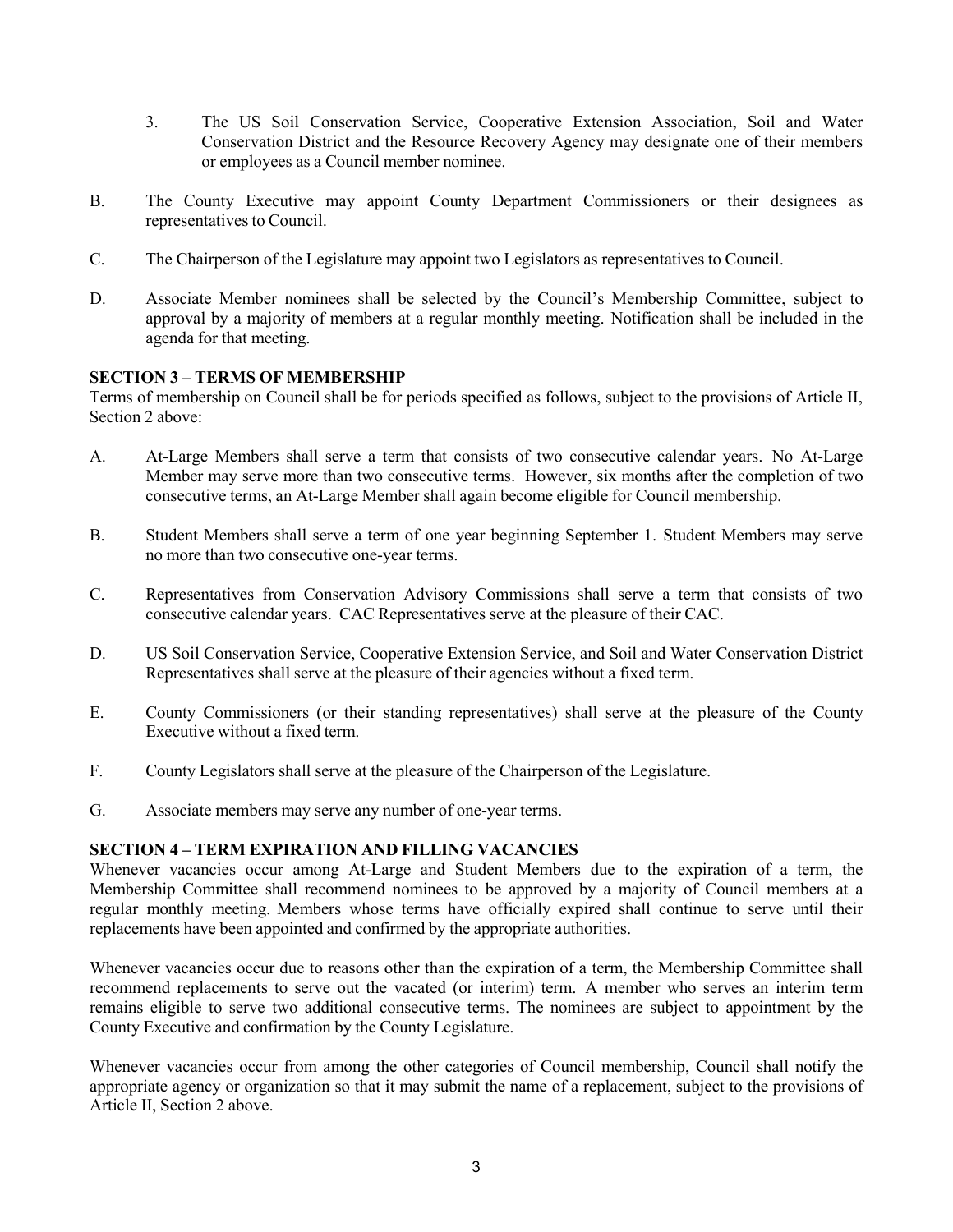3. The US Soil Conservation Service, Cooperative Extension Association, Soil and Water Conservation District and the Resource Recovery Agency may designate one of their members or employees as a Council member nominee.

B. The County Executive may appoint County Department Commissioners or their designees as representatives to Council.

C. The Chairperson of the Legislature may appoint two Legislators as representatives to Council.

D. Associate Member nominees shall be selected by the Council's Membership Committee, subject to approval by a majority of members at a regular monthly meeting. Notification shall be included in the agenda for that meeting.

**SECTION 3 – TERMS OF MEMBERSHIP**

Terms of membership on Council shall be for periods specified as follows, subject to the provisions of Article II, Section 2 above:

A. At-Large Members shall serve a term that consists of two consecutive calendar years. No At-Large Member may serve more than two consecutive terms. However, six months after the completion of two consecutive terms, an At-Large Member shall again become eligible for Council membership.

B. Student Members shall serve a term of one year beginning September 1. Student Members may serve no more than two consecutive one-year terms.

C. Representatives from Conservation Advisory Commissions shall serve a term that consists of two consecutive calendar years. CAC Representatives serve at the pleasure of their CAC.

D. US Soil Conservation Service, Cooperative Extension Service, and Soil and Water Conservation District Representatives shall serve at the pleasure of their agencies without a fixed term.

E. County Commissioners (or their standing representatives) shall serve at the pleasure of the County Executive without a fixed term.

F. County Legislators shall serve at the pleasure of the Chairperson of the Legislature.

G. Associate members may serve any number of one-year terms.

**SECTION 4 – TERM EXPIRATION AND FILLING VACANCIES**

Whenever vacancies occur among At-Large and Student Members due to the expiration of a term, the Membership Committee shall recommend nominees to be approved by a majority of Council members at a regular monthly meeting. Members whose terms have officially expired shall continue to serve until their replacements have been appointed and confirmed by the appropriate authorities.

Whenever vacancies occur due to reasons other than the expiration of a term, the Membership Committee shall recommend replacements to serve out the vacated (or interim) term. A member who serves an interim term remains eligible to serve two additional consecutive terms. The nominees are subject to appointment by the County Executive and confirmation by the County Legislature.

Whenever vacancies occur from among the other categories of Council membership, Council shall notify the appropriate agency or organization so that it may submit the name of a replacement, subject to the provisions of Article II, Section 2 above.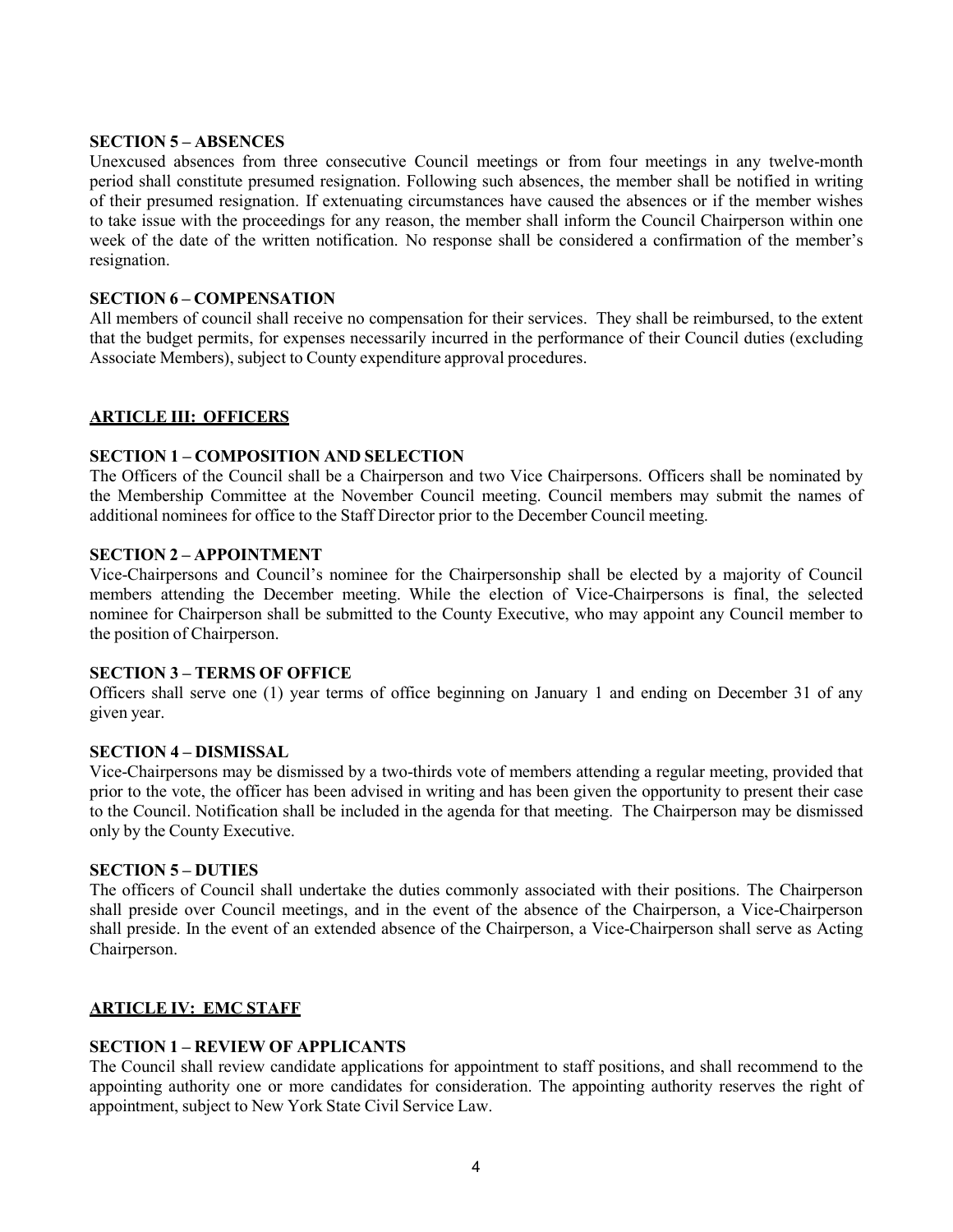### SECTION 5 – ABSENCES

Unexcused absences from three consecutive Council meetings or from four meetings in any twelve-month period shall constitute presumed resignation. Following such absences, the member shall be notified in writing of their presumed resignation. If extenuating circumstances have caused the absences or if the member wishes to take issue with the proceedings for any reason, the member shall inform the Council Chairperson within one week of the date of the written notification. No response shall be considered a confirmation of the member's resignation.

### SECTION 6 – COMPENSATION

All members of council shall receive no compensation for their services. They shall be reimbursed, to the extent that the budget permits, for expenses necessarily incurred in the performance of their Council duties (excluding Associate Members), subject to County expenditure approval procedures.

## ARTICLE III: OFFICERS

### SECTION 1 – COMPOSITION AND SELECTION

The Officers of the Council shall be a Chairperson and two Vice Chairpersons. Officers shall be nominated by the Membership Committee at the November Council meeting. Council members may submit the names of additional nominees for office to the Staff Director prior to the December Council meeting.

### SECTION 2 – APPOINTMENT

Vice-Chairpersons and Council's nominee for the Chairpersonship shall be elected by a majority of Council members attending the December meeting. While the election of Vice-Chairpersons is final, the selected nominee for Chairperson shall be submitted to the County Executive, who may appoint any Council member to the position of Chairperson.

### SECTION 3 – TERMS OF OFFICE

Officers shall serve one (1) year terms of office beginning on January 1 and ending on December 31 of any given year.

### SECTION 4 – DISMISSAL

Vice-Chairpersons may be dismissed by a two-thirds vote of members attending a regular meeting, provided that prior to the vote, the officer has been advised in writing and has been given the opportunity to present their case to the Council. Notification shall be included in the agenda for that meeting. The Chairperson may be dismissed only by the County Executive.

### SECTION 5 – DUTIES

The officers of Council shall undertake the duties commonly associated with their positions. The Chairperson shall preside over Council meetings, and in the event of the absence of the Chairperson, a Vice-Chairperson shall preside. In the event of an extended absence of the Chairperson, a Vice-Chairperson shall serve as Acting Chairperson.

## ARTICLE IV: EMC STAFF

### SECTION 1 – REVIEW OF APPLICANTS

The Council shall review candidate applications for appointment to staff positions, and shall recommend to the appointing authority one or more candidates for consideration. The appointing authority reserves the right of appointment, subject to New York State Civil Service Law.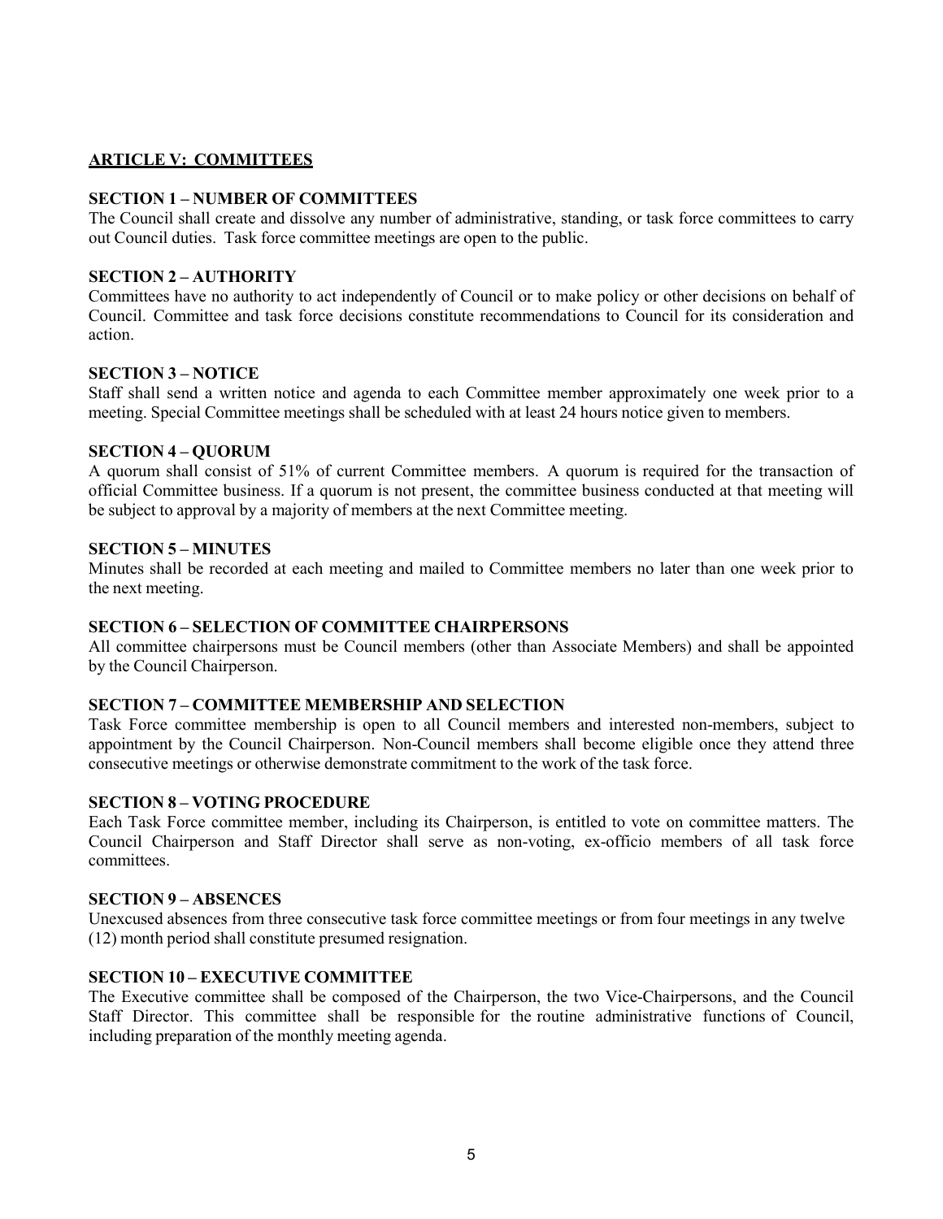## ARTICLE V: COMMITTEES

### SECTION 1 – NUMBER OF COMMITTEES

The Council shall create and dissolve any number of administrative, standing, or task force committees to carry out Council duties. Task force committee meetings are open to the public.

### SECTION 2 – AUTHORITY

Committees have no authority to act independently of Council or to make policy or other decisions on behalf of Council. Committee and task force decisions constitute recommendations to Council for its consideration and action.

### SECTION 3 – NOTICE

Staff shall send a written notice and agenda to each Committee member approximately one week prior to a meeting. Special Committee meetings shall be scheduled with at least 24 hours notice given to members.

### SECTION 4 – QUORUM

A quorum shall consist of 51% of current Committee members. A quorum is required for the transaction of official Committee business. If a quorum is not present, the committee business conducted at that meeting will be subject to approval by a majority of members at the next Committee meeting.

### SECTION 5 – MINUTES

Minutes shall be recorded at each meeting and mailed to Committee members no later than one week prior to the next meeting.

### SECTION 6 – SELECTION OF COMMITTEE CHAIRPERSONS

All committee chairpersons must be Council members (other than Associate Members) and shall be appointed by the Council Chairperson.

### SECTION 7 – COMMITTEE MEMBERSHIP AND SELECTION

Task Force committee membership is open to all Council members and interested non-members, subject to appointment by the Council Chairperson. Non-Council members shall become eligible once they attend three consecutive meetings or otherwise demonstrate commitment to the work of the task force.

### SECTION 8 – VOTING PROCEDURE

Each Task Force committee member, including its Chairperson, is entitled to vote on committee matters. The Council Chairperson and Staff Director shall serve as non-voting, ex-officio members of all task force committees.

### SECTION 9 – ABSENCES

Unexcused absences from three consecutive task force committee meetings or from four meetings in any twelve (12) month period shall constitute presumed resignation.

### SECTION 10 – EXECUTIVE COMMITTEE

The Executive committee shall be composed of the Chairperson, the two Vice-Chairpersons, and the Council Staff Director. This committee shall be responsible for the routine administrative functions of Council, including preparation of the monthly meeting agenda.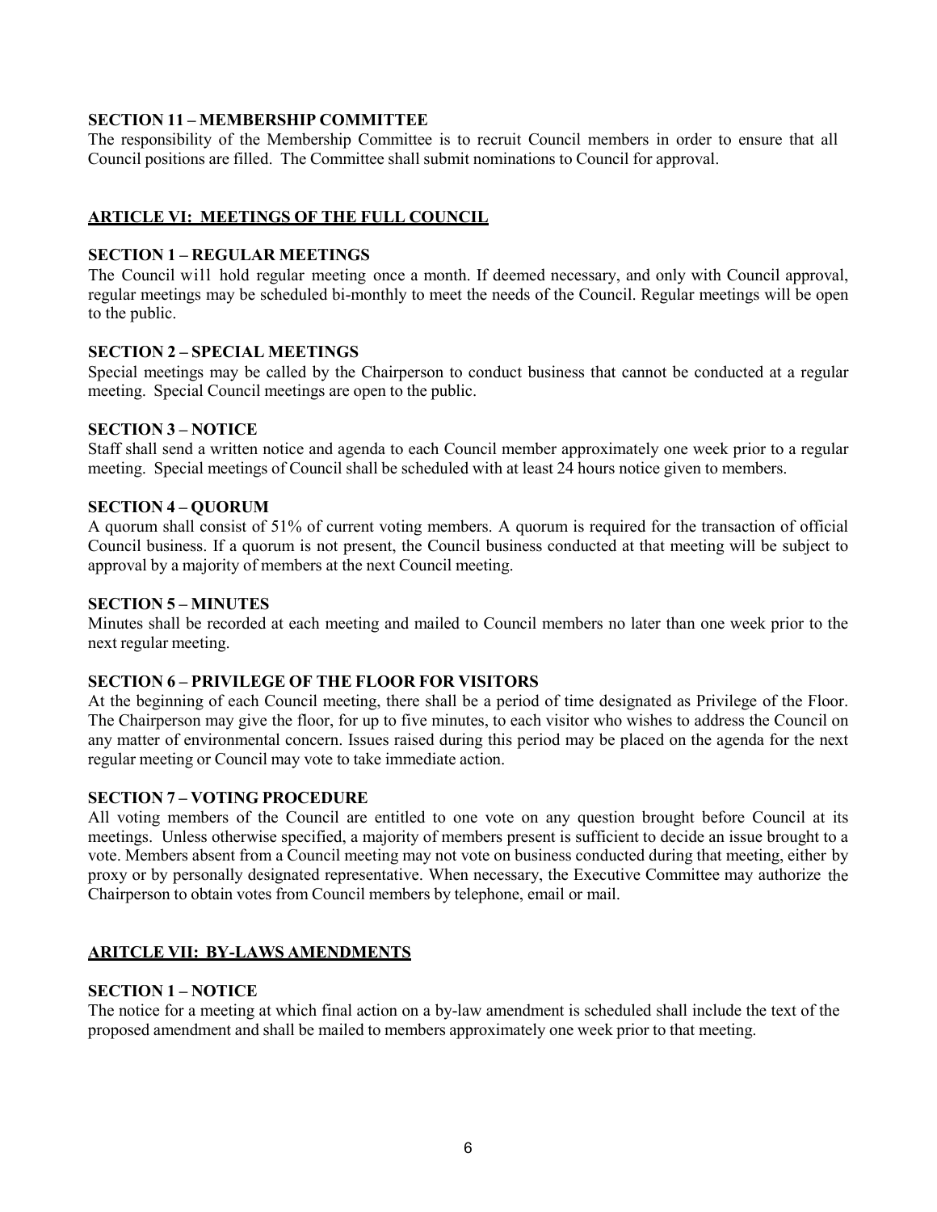**SECTION 11 – MEMBERSHIP COMMITTEE**

The responsibility of the Membership Committee is to recruit Council members in order to ensure that all Council positions are filled. The Committee shall submit nominations to Council for approval.

## ARTICLE VI: MEETINGS OF THE FULL COUNCIL

**SECTION 1 – REGULAR MEETINGS**

The Council will hold regular meeting once a month. If deemed necessary, and only with Council approval, regular meetings may be scheduled bi-monthly to meet the needs of the Council. Regular meetings will be open to the public.

**SECTION 2 – SPECIAL MEETINGS**

Special meetings may be called by the Chairperson to conduct business that cannot be conducted at a regular meeting. Special Council meetings are open to the public.

**SECTION 3 – NOTICE**

Staff shall send a written notice and agenda to each Council member approximately one week prior to a regular meeting. Special meetings of Council shall be scheduled with at least 24 hours notice given to members.

**SECTION 4 – QUORUM**

A quorum shall consist of 51% of current voting members. A quorum is required for the transaction of official Council business. If a quorum is not present, the Council business conducted at that meeting will be subject to approval by a majority of members at the next Council meeting.

**SECTION 5 – MINUTES**

Minutes shall be recorded at each meeting and mailed to Council members no later than one week prior to the next regular meeting.

**SECTION 6 – PRIVILEGE OF THE FLOOR FOR VISITORS**

At the beginning of each Council meeting, there shall be a period of time designated as Privilege of the Floor. The Chairperson may give the floor, for up to five minutes, to each visitor who wishes to address the Council on any matter of environmental concern. Issues raised during this period may be placed on the agenda for the next regular meeting or Council may vote to take immediate action.

**SECTION 7 – VOTING PROCEDURE**

All voting members of the Council are entitled to one vote on any question brought before Council at its meetings. Unless otherwise specified, a majority of members present is sufficient to decide an issue brought to a vote. Members absent from a Council meeting may not vote on business conducted during that meeting, either by proxy or by personally designated representative. When necessary, the Executive Committee may authorize the Chairperson to obtain votes from Council members by telephone, email or mail.

## ARITCLE VII: BY-LAWS AMENDMENTS

**SECTION 1 – NOTICE**

The notice for a meeting at which final action on a by-law amendment is scheduled shall include the text of the proposed amendment and shall be mailed to members approximately one week prior to that meeting.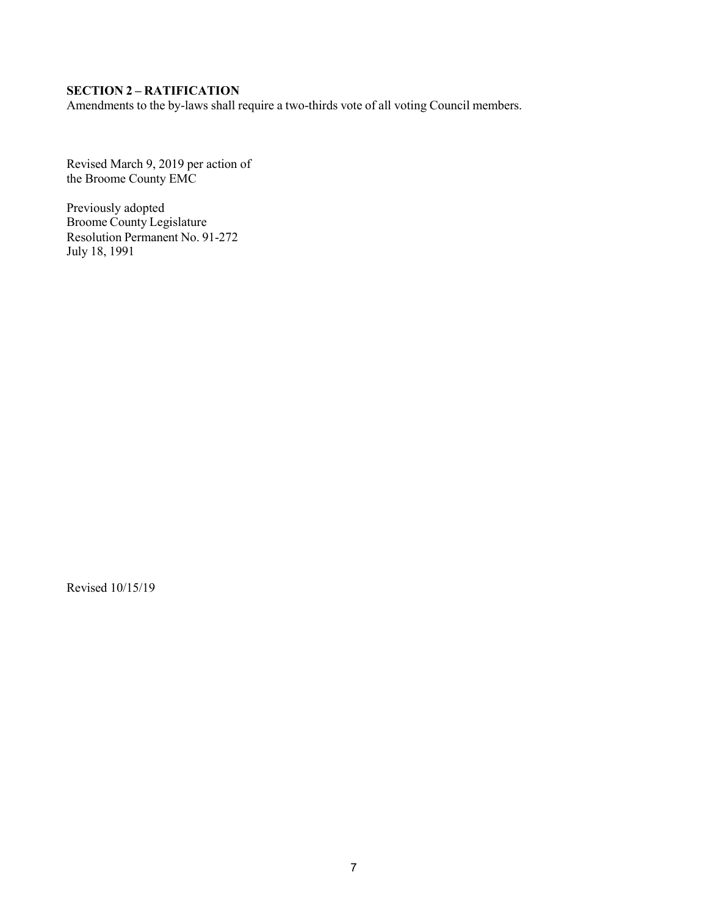**SECTION 2 – RATIFICATION**
Amendments to the by-laws shall require a two-thirds vote of all voting Council members.

Revised March 9, 2019 per action of
the Broome County EMC

Previously adopted
Broome County Legislature
Resolution Permanent No. 91-272
July 18, 1991

Revised 10/15/19